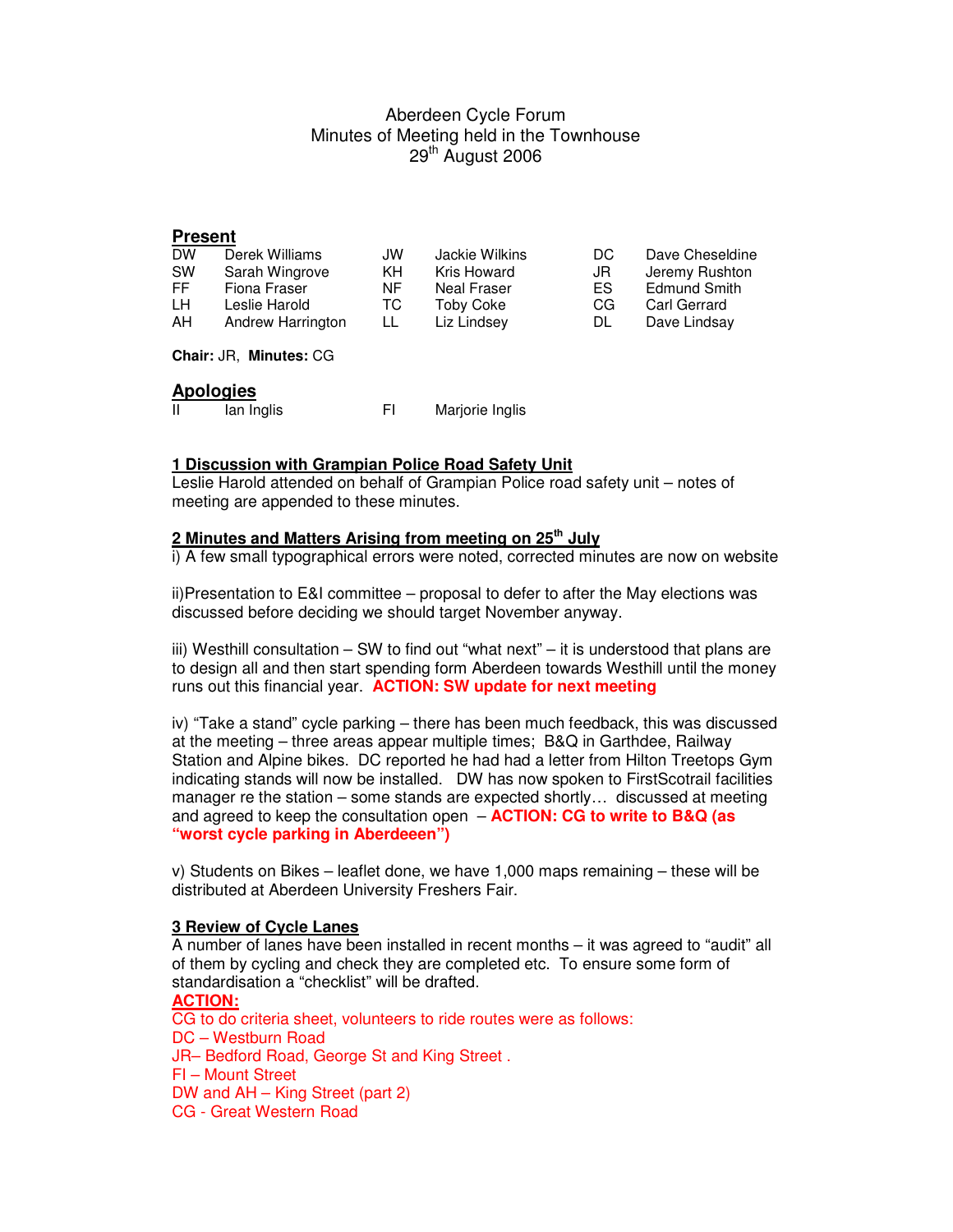# Aberdeen Cycle Forum
Minutes of Meeting held in the Townhouse
29th August 2006

## Present

| | | | | | |
|---|---|---|---|---|---|
| DW | Derek Williams | JW | Jackie Wilkins | DC | Dave Cheseldine |
| SW | Sarah Wingrove | KH | Kris Howard | JR | Jeremy Rushton |
| FF | Fiona Fraser | NF | Neal Fraser | ES | Edmund Smith |
| LH | Leslie Harold | TC | Toby Coke | CG | Carl Gerrard |
| AH | Andrew Harrington | LL | Liz Lindsey | DL | Dave Lindsay |

**Chair:** JR, **Minutes:** CG

## Apologies

| | | | |
|---|---|---|---|
| II | Ian Inglis | FI | Marjorie Inglis |

**1 Discussion with Grampian Police Road Safety Unit**

Leslie Harold attended on behalf of Grampian Police road safety unit – notes of meeting are appended to these minutes.

**2 Minutes and Matters Arising from meeting on 25th July**

i) A few small typographical errors were noted, corrected minutes are now on website

ii)Presentation to E&I committee – proposal to defer to after the May elections was discussed before deciding we should target November anyway.

iii) Westhill consultation – SW to find out "what next" – it is understood that plans are to design all and then start spending form Aberdeen towards Westhill until the money runs out this financial year. **ACTION: SW update for next meeting**

iv) "Take a stand" cycle parking – there has been much feedback, this was discussed at the meeting – three areas appear multiple times; B&Q in Garthdee, Railway Station and Alpine bikes. DC reported he had had a letter from Hilton Treetops Gym indicating stands will now be installed. DW has now spoken to FirstScotrail facilities manager re the station – some stands are expected shortly… discussed at meeting and agreed to keep the consultation open – **ACTION: CG to write to B&Q (as "worst cycle parking in Aberdeeen")**

v) Students on Bikes – leaflet done, we have 1,000 maps remaining – these will be distributed at Aberdeen University Freshers Fair.

**3 Review of Cycle Lanes**

A number of lanes have been installed in recent months – it was agreed to "audit" all of them by cycling and check they are completed etc. To ensure some form of standardisation a "checklist" will be drafted.

**ACTION:**

CG to do criteria sheet, volunteers to ride routes were as follows:
DC – Westburn Road
JR– Bedford Road, George St and King Street .
FI – Mount Street
DW and AH – King Street (part 2)
CG - Great Western Road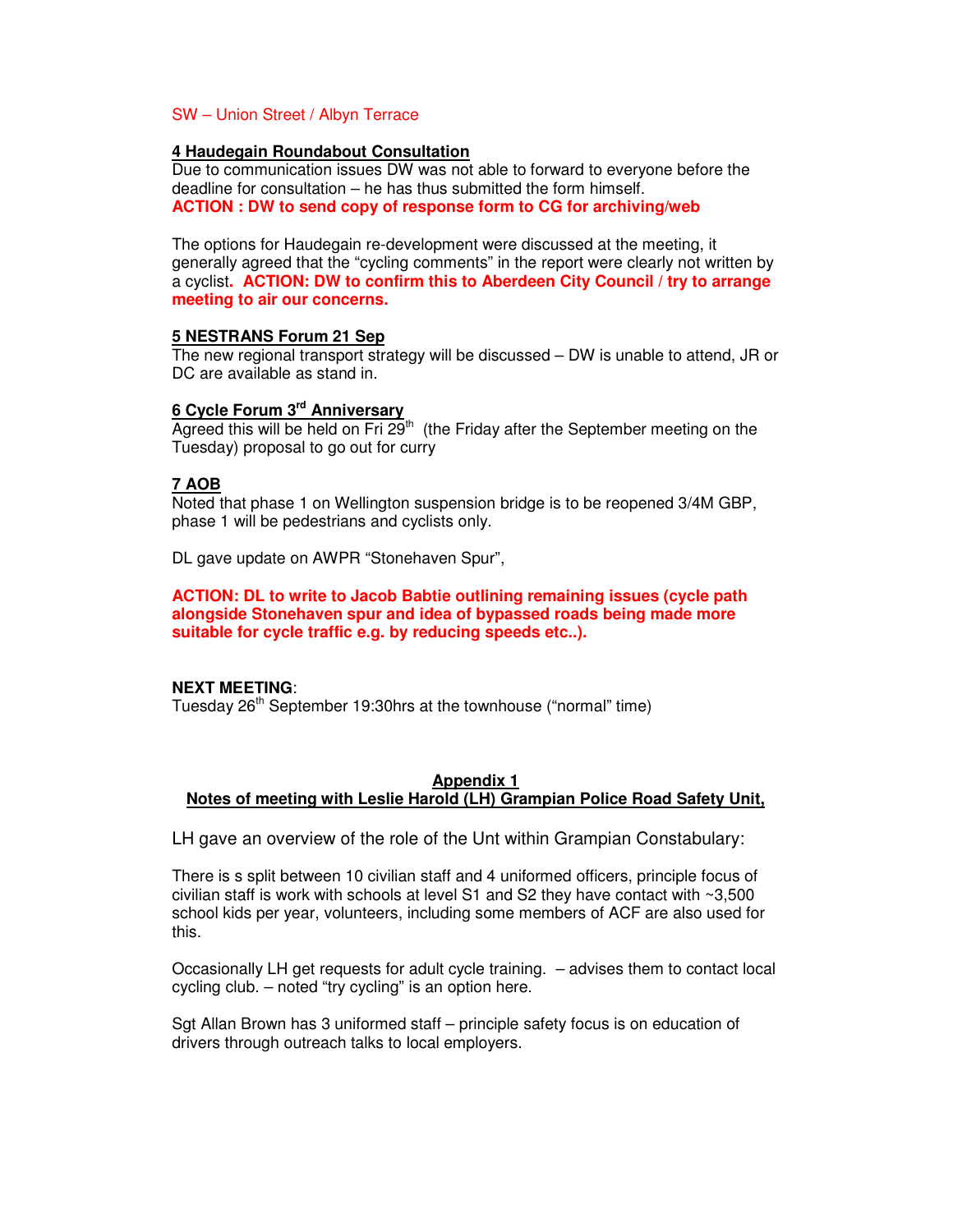SW – Union Street / Albyn Terrace

**4 Haudegain Roundabout Consultation**

Due to communication issues DW was not able to forward to everyone before the deadline for consultation – he has thus submitted the form himself.

**ACTION : DW to send copy of response form to CG for archiving/web**

The options for Haudegain re-development were discussed at the meeting, it generally agreed that the "cycling comments" in the report were clearly not written by a cyclist. **ACTION: DW to confirm this to Aberdeen City Council / try to arrange meeting to air our concerns.**

**5 NESTRANS Forum 21 Sep**

The new regional transport strategy will be discussed – DW is unable to attend, JR or DC are available as stand in.

**6 Cycle Forum 3rd Anniversary**

Agreed this will be held on Fri 29th (the Friday after the September meeting on the Tuesday) proposal to go out for curry

**7 AOB**

Noted that phase 1 on Wellington suspension bridge is to be reopened 3/4M GBP, phase 1 will be pedestrians and cyclists only.

DL gave update on AWPR "Stonehaven Spur",

**ACTION: DL to write to Jacob Babtie outlining remaining issues (cycle path alongside Stonehaven spur and idea of bypassed roads being made more suitable for cycle traffic e.g. by reducing speeds etc..).**

**NEXT MEETING**:
Tuesday 26th September 19:30hrs at the townhouse ("normal" time)

## Appendix 1
## Notes of meeting with Leslie Harold (LH) Grampian Police Road Safety Unit,

LH gave an overview of the role of the Unt within Grampian Constabulary:

There is s split between 10 civilian staff and 4 uniformed officers, principle focus of civilian staff is work with schools at level S1 and S2 they have contact with ~3,500 school kids per year, volunteers, including some members of ACF are also used for this.

Occasionally LH get requests for adult cycle training. – advises them to contact local cycling club. – noted "try cycling" is an option here.

Sgt Allan Brown has 3 uniformed staff – principle safety focus is on education of drivers through outreach talks to local employers.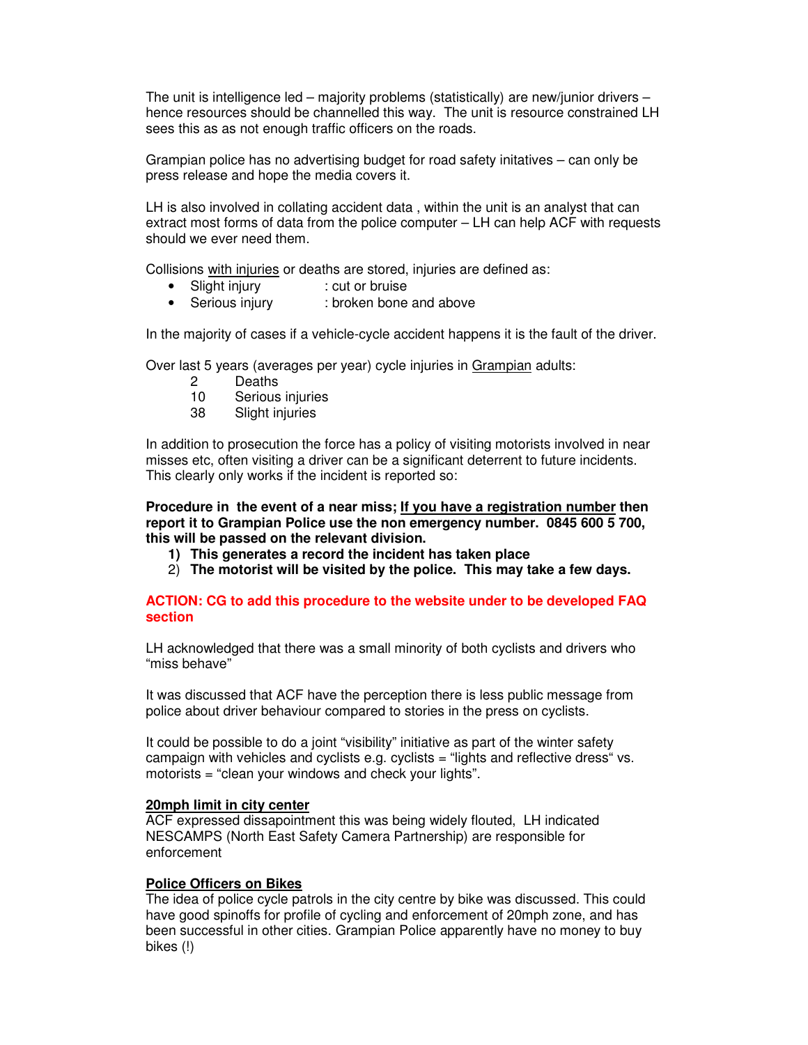The unit is intelligence led – majority problems (statistically) are new/junior drivers – hence resources should be channelled this way. The unit is resource constrained LH sees this as as not enough traffic officers on the roads.

Grampian police has no advertising budget for road safety initatives – can only be press release and hope the media covers it.

LH is also involved in collating accident data , within the unit is an analyst that can extract most forms of data from the police computer – LH can help ACF with requests should we ever need them.

Collisions with injuries or deaths are stored, injuries are defined as:

- Slight injury : cut or bruise
- Serious injury : broken bone and above

In the majority of cases if a vehicle-cycle accident happens it is the fault of the driver.

Over last 5 years (averages per year) cycle injuries in Grampian adults:

2 Deaths
10 Serious injuries
38 Slight injuries

In addition to prosecution the force has a policy of visiting motorists involved in near misses etc, often visiting a driver can be a significant deterrent to future incidents. This clearly only works if the incident is reported so:

**Procedure in the event of a near miss; If you have a registration number then report it to Grampian Police use the non emergency number. 0845 600 5 700, this will be passed on the relevant division.**

1) **This generates a record the incident has taken place**
2) **The motorist will be visited by the police. This may take a few days.**

**ACTION: CG to add this procedure to the website under to be developed FAQ section**

LH acknowledged that there was a small minority of both cyclists and drivers who "miss behave"

It was discussed that ACF have the perception there is less public message from police about driver behaviour compared to stories in the press on cyclists.

It could be possible to do a joint "visibility" initiative as part of the winter safety campaign with vehicles and cyclists e.g. cyclists = "lights and reflective dress" vs. motorists = "clean your windows and check your lights".

**20mph limit in city center**

ACF expressed dissapointment this was being widely flouted, LH indicated NESCAMPS (North East Safety Camera Partnership) are responsible for enforcement

**Police Officers on Bikes**

The idea of police cycle patrols in the city centre by bike was discussed. This could have good spinoffs for profile of cycling and enforcement of 20mph zone, and has been successful in other cities. Grampian Police apparently have no money to buy bikes (!)